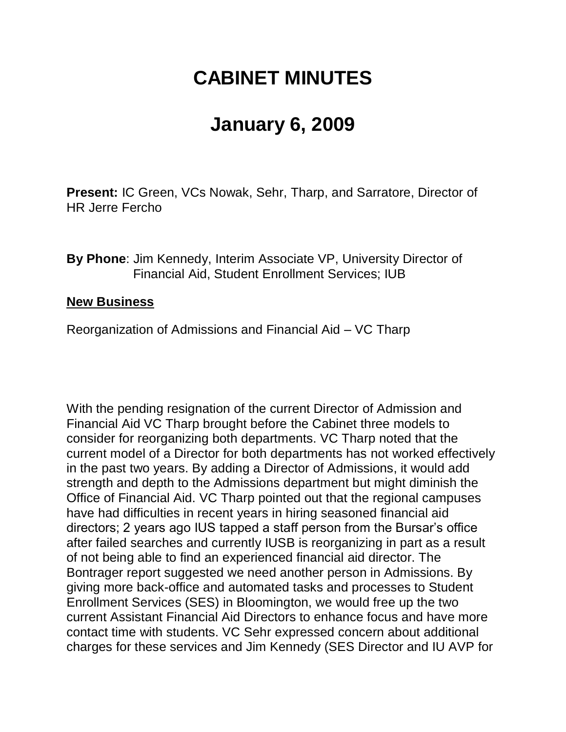# CABINET MINUTES

# January 6, 2009

**Present:** IC Green, VCs Nowak, Sehr, Tharp, and Sarratore, Director of HR Jerre Fercho

**By Phone**: Jim Kennedy, Interim Associate VP, University Director of Financial Aid, Student Enrollment Services; IUB

**New Business**

Reorganization of Admissions and Financial Aid – VC Tharp

With the pending resignation of the current Director of Admission and Financial Aid VC Tharp brought before the Cabinet three models to consider for reorganizing both departments. VC Tharp noted that the current model of a Director for both departments has not worked effectively in the past two years. By adding a Director of Admissions, it would add strength and depth to the Admissions department but might diminish the Office of Financial Aid. VC Tharp pointed out that the regional campuses have had difficulties in recent years in hiring seasoned financial aid directors; 2 years ago IUS tapped a staff person from the Bursar's office after failed searches and currently IUSB is reorganizing in part as a result of not being able to find an experienced financial aid director. The Bontrager report suggested we need another person in Admissions. By giving more back-office and automated tasks and processes to Student Enrollment Services (SES) in Bloomington, we would free up the two current Assistant Financial Aid Directors to enhance focus and have more contact time with students. VC Sehr expressed concern about additional charges for these services and Jim Kennedy (SES Director and IU AVP for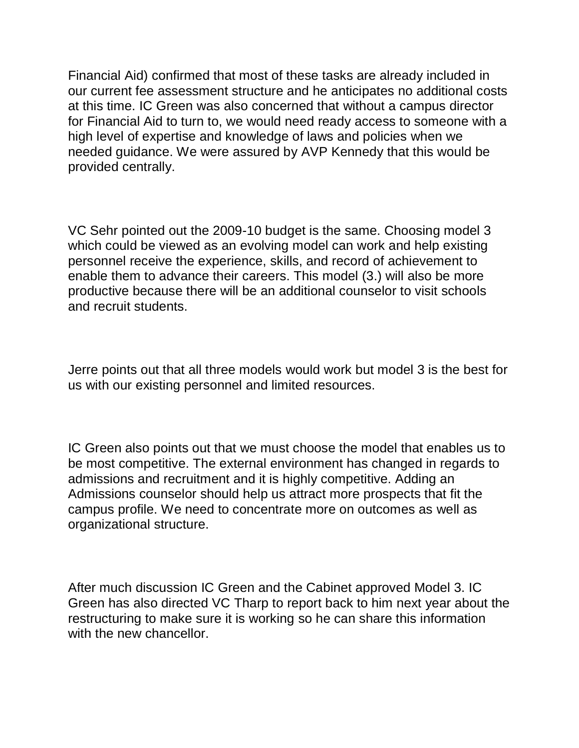Financial Aid) confirmed that most of these tasks are already included in our current fee assessment structure and he anticipates no additional costs at this time. IC Green was also concerned that without a campus director for Financial Aid to turn to, we would need ready access to someone with a high level of expertise and knowledge of laws and policies when we needed guidance. We were assured by AVP Kennedy that this would be provided centrally.

VC Sehr pointed out the 2009-10 budget is the same. Choosing model 3 which could be viewed as an evolving model can work and help existing personnel receive the experience, skills, and record of achievement to enable them to advance their careers. This model (3.) will also be more productive because there will be an additional counselor to visit schools and recruit students.

Jerre points out that all three models would work but model 3 is the best for us with our existing personnel and limited resources.

IC Green also points out that we must choose the model that enables us to be most competitive. The external environment has changed in regards to admissions and recruitment and it is highly competitive. Adding an Admissions counselor should help us attract more prospects that fit the campus profile. We need to concentrate more on outcomes as well as organizational structure.

After much discussion IC Green and the Cabinet approved Model 3. IC Green has also directed VC Tharp to report back to him next year about the restructuring to make sure it is working so he can share this information with the new chancellor.